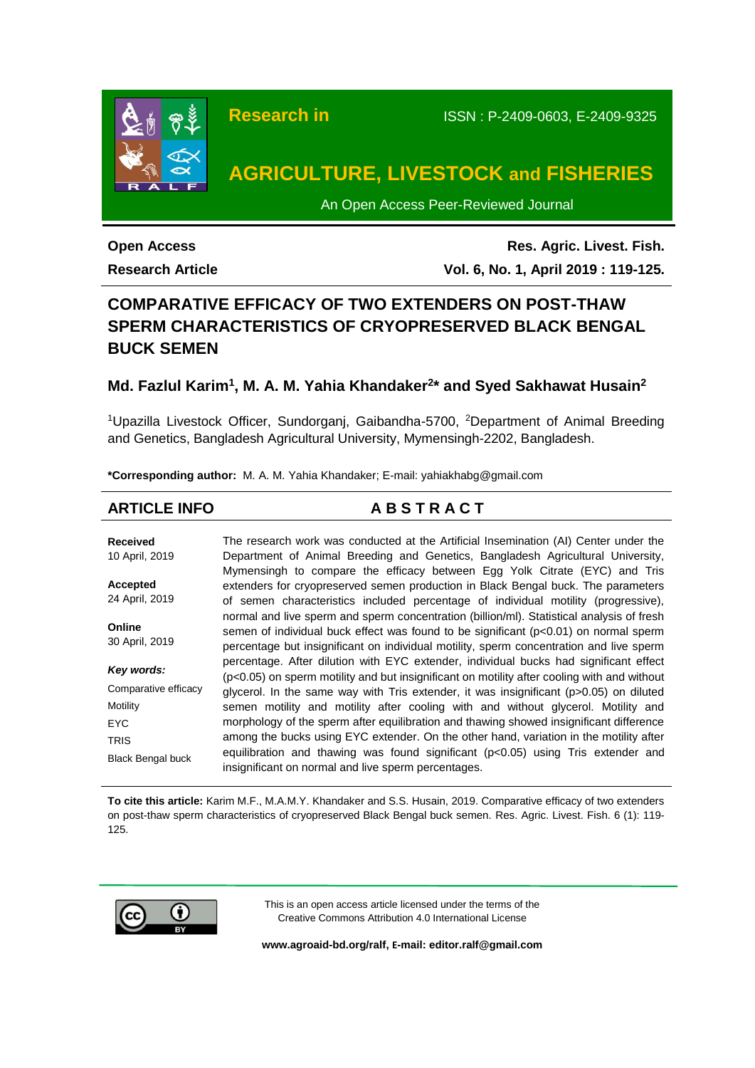**Open Access**

**Research Article**

# COMPARATIVE EFFICACY OF TWO EXTENDERS ON POST-THAW SPERM CHARACTERISTICS OF CRYOPRESERVED BLACK BENGAL BUCK SEMEN

**Md. Fazlul Karim[1], M. A. M. Yahia Khandaker[2*] and Syed Sakhawat Husain[2]**

[1]Upazilla Livestock Officer, Sundorganj, Gaibandha-5700, [2]Department of Animal Breeding and Genetics, Bangladesh Agricultural University, Mymensingh-2202, Bangladesh.

**\*Corresponding author:** M. A. M. Yahia Khandaker; E-mail: yahiakhabg@gmail.com

## ARTICLE INFO

**Received**
10 April, 2019

**Accepted**
24 April, 2019

**Online**
30 April, 2019

***Key words:***
Comparative efficacy
Motility
EYC
TRIS
Black Bengal buck

## ABSTRACT

The research work was conducted at the Artificial Insemination (AI) Center under the Department of Animal Breeding and Genetics, Bangladesh Agricultural University, Mymensingh to compare the efficacy between Egg Yolk Citrate (EYC) and Tris extenders for cryopreserved semen production in Black Bengal buck. The parameters of semen characteristics included percentage of individual motility (progressive), normal and live sperm and sperm concentration (billion/ml). Statistical analysis of fresh semen of individual buck effect was found to be significant ($p<0.01$) on normal sperm percentage but insignificant on individual motility, sperm concentration and live sperm percentage. After dilution with EYC extender, individual bucks had significant effect ($p<0.05$) on sperm motility and but insignificant on motility after cooling with and without glycerol. In the same way with Tris extender, it was insignificant ($p>0.05$) on diluted semen motility and motility after cooling with and without glycerol. Motility and morphology of the sperm after equilibration and thawing showed insignificant difference among the bucks using EYC extender. On the other hand, variation in the motility after equilibration and thawing was found significant ($p<0.05$) using Tris extender and insignificant on normal and live sperm percentages.

**To cite this article:** Karim M.F., M.A.M.Y. Khandaker and S.S. Husain, 2019. Comparative efficacy of two extenders on post-thaw sperm characteristics of cryopreserved Black Bengal buck semen. Res. Agric. Livest. Fish. 6 (1): 119-125.

This is an open access article licensed under the terms of the Creative Commons Attribution 4.0 International License

**www.agroaid-bd.org/ralf, E-mail: editor.ralf@gmail.com**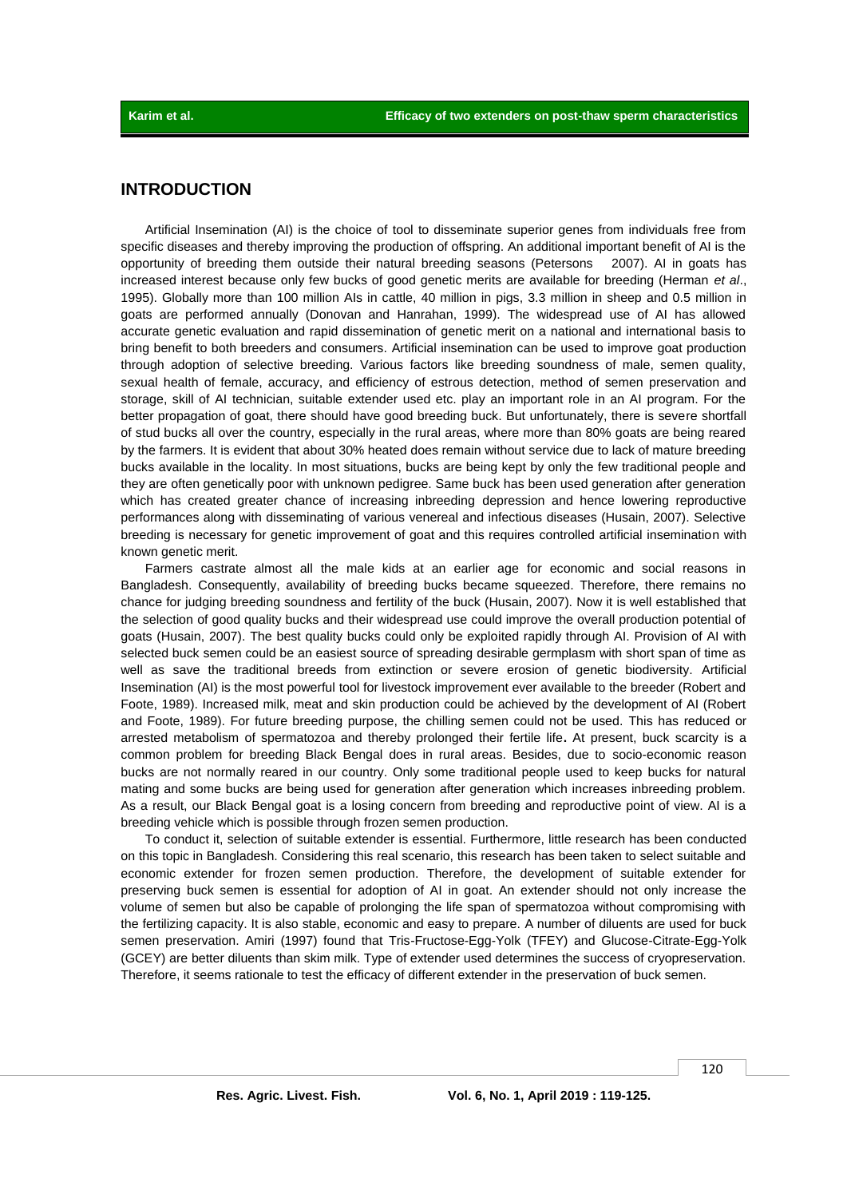## INTRODUCTION

Artificial Insemination (AI) is the choice of tool to disseminate superior genes from individuals free from specific diseases and thereby improving the production of offspring. An additional important benefit of AI is the opportunity of breeding them outside their natural breeding seasons (Petersons 2007). AI in goats has increased interest because only few bucks of good genetic merits are available for breeding (Herman *et al*., 1995). Globally more than 100 million AIs in cattle, 40 million in pigs, 3.3 million in sheep and 0.5 million in goats are performed annually (Donovan and Hanrahan, 1999). The widespread use of AI has allowed accurate genetic evaluation and rapid dissemination of genetic merit on a national and international basis to bring benefit to both breeders and consumers. Artificial insemination can be used to improve goat production through adoption of selective breeding. Various factors like breeding soundness of male, semen quality, sexual health of female, accuracy, and efficiency of estrous detection, method of semen preservation and storage, skill of AI technician, suitable extender used etc. play an important role in an AI program. For the better propagation of goat, there should have good breeding buck. But unfortunately, there is severe shortfall of stud bucks all over the country, especially in the rural areas, where more than 80% goats are being reared by the farmers. It is evident that about 30% heated does remain without service due to lack of mature breeding bucks available in the locality. In most situations, bucks are being kept by only the few traditional people and they are often genetically poor with unknown pedigree. Same buck has been used generation after generation which has created greater chance of increasing inbreeding depression and hence lowering reproductive performances along with disseminating of various venereal and infectious diseases (Husain, 2007). Selective breeding is necessary for genetic improvement of goat and this requires controlled artificial insemination with known genetic merit.

Farmers castrate almost all the male kids at an earlier age for economic and social reasons in Bangladesh. Consequently, availability of breeding bucks became squeezed. Therefore, there remains no chance for judging breeding soundness and fertility of the buck (Husain, 2007). Now it is well established that the selection of good quality bucks and their widespread use could improve the overall production potential of goats (Husain, 2007). The best quality bucks could only be exploited rapidly through AI. Provision of AI with selected buck semen could be an easiest source of spreading desirable germplasm with short span of time as well as save the traditional breeds from extinction or severe erosion of genetic biodiversity. Artificial Insemination (AI) is the most powerful tool for livestock improvement ever available to the breeder (Robert and Foote, 1989). Increased milk, meat and skin production could be achieved by the development of AI (Robert and Foote, 1989). For future breeding purpose, the chilling semen could not be used. This has reduced or arrested metabolism of spermatozoa and thereby prolonged their fertile life. At present, buck scarcity is a common problem for breeding Black Bengal does in rural areas. Besides, due to socio-economic reason bucks are not normally reared in our country. Only some traditional people used to keep bucks for natural mating and some bucks are being used for generation after generation which increases inbreeding problem. As a result, our Black Bengal goat is a losing concern from breeding and reproductive point of view. AI is a breeding vehicle which is possible through frozen semen production.

To conduct it, selection of suitable extender is essential. Furthermore, little research has been conducted on this topic in Bangladesh. Considering this real scenario, this research has been taken to select suitable and economic extender for frozen semen production. Therefore, the development of suitable extender for preserving buck semen is essential for adoption of AI in goat. An extender should not only increase the volume of semen but also be capable of prolonging the life span of spermatozoa without compromising with the fertilizing capacity. It is also stable, economic and easy to prepare. A number of diluents are used for buck semen preservation. Amiri (1997) found that Tris-Fructose-Egg-Yolk (TFEY) and Glucose-Citrate-Egg-Yolk (GCEY) are better diluents than skim milk. Type of extender used determines the success of cryopreservation. Therefore, it seems rationale to test the efficacy of different extender in the preservation of buck semen.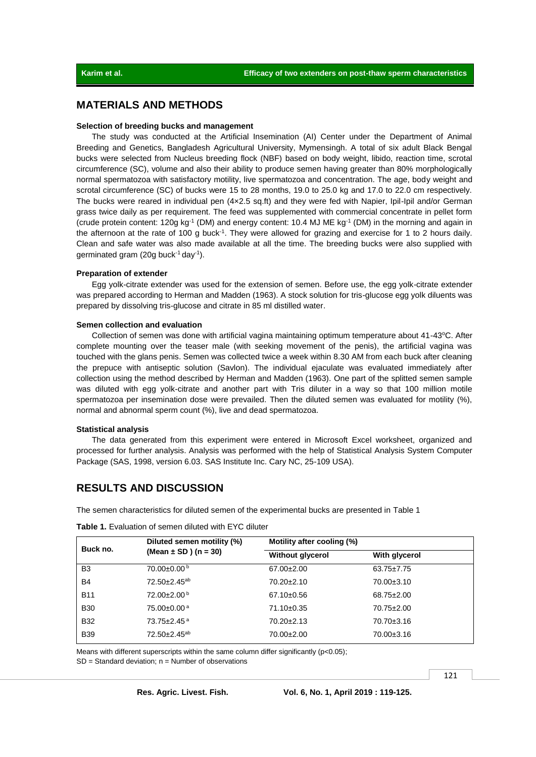## MATERIALS AND METHODS

### Selection of breeding bucks and management

The study was conducted at the Artificial Insemination (AI) Center under the Department of Animal Breeding and Genetics, Bangladesh Agricultural University, Mymensingh. A total of six adult Black Bengal bucks were selected from Nucleus breeding flock (NBF) based on body weight, libido, reaction time, scrotal circumference (SC), volume and also their ability to produce semen having greater than 80% morphologically normal spermatozoa with satisfactory motility, live spermatozoa and concentration. The age, body weight and scrotal circumference (SC) of bucks were 15 to 28 months, 19.0 to 25.0 kg and 17.0 to 22.0 cm respectively. The bucks were reared in individual pen (4×2.5 sq.ft) and they were fed with Napier, Ipil-Ipil and/or German grass twice daily as per requirement. The feed was supplemented with commercial concentrate in pellet form (crude protein content: 120g $kg^{-1}$ (DM) and energy content: 10.4 MJ ME $kg^{-1}$ (DM) in the morning and again in the afternoon at the rate of 100 g $buck^{-1}$. They were allowed for grazing and exercise for 1 to 2 hours daily. Clean and safe water was also made available at all the time. The breeding bucks were also supplied with germinated gram (20g $buck^{-1}$ $day^{-1}$).

### Preparation of extender

Egg yolk-citrate extender was used for the extension of semen. Before use, the egg yolk-citrate extender was prepared according to Herman and Madden (1963). A stock solution for tris-glucose egg yolk diluents was prepared by dissolving tris-glucose and citrate in 85 ml distilled water.

### Semen collection and evaluation

Collection of semen was done with artificial vagina maintaining optimum temperature about 41-43$^{o}$C. After complete mounting over the teaser male (with seeking movement of the penis), the artificial vagina was touched with the glans penis. Semen was collected twice a week within 8.30 AM from each buck after cleaning the prepuce with antiseptic solution (Savlon). The individual ejaculate was evaluated immediately after collection using the method described by Herman and Madden (1963). One part of the splitted semen sample was diluted with egg yolk-citrate and another part with Tris diluter in a way so that 100 million motile spermatozoa per insemination dose were prevailed. Then the diluted semen was evaluated for motility (%), normal and abnormal sperm count (%), live and dead spermatozoa.

### Statistical analysis

The data generated from this experiment were entered in Microsoft Excel worksheet, organized and processed for further analysis. Analysis was performed with the help of Statistical Analysis System Computer Package (SAS, 1998, version 6.03. SAS Institute Inc. Cary NC, 25-109 USA).

## RESULTS AND DISCUSSION

The semen characteristics for diluted semen of the experimental bucks are presented in Table 1

**Table 1.** Evaluation of semen diluted with EYC diluter

| Buck no. | Diluted semen motility (%) (Mean ± SD ) (n = 30) | Motility after cooling (%) | |
|---|---|---|---|
| | | Without glycerol | With glycerol |
| B3 | 70.00±0.00 $^{b}$ | 67.00±2.00 | 63.75±7.75 |
| B4 | 72.50±2.45$^{ab}$ | 70.20±2.10 | 70.00±3.10 |
| B11 | 72.00±2.00$^{b}$ | 67.10±0.56 | 68.75±2.00 |
| B30 | 75.00±0.00$^{a}$ | 71.10±0.35 | 70.75±2.00 |
| B32 | 73.75±2.45$^{a}$ | 70.20±2.13 | 70.70±3.16 |
| B39 | 72.50±2.45$^{ab}$ | 70.00±2.00 | 70.00±3.16 |

Means with different superscripts within the same column differ significantly ($p<0.05$);
SD = Standard deviation; n = Number of observations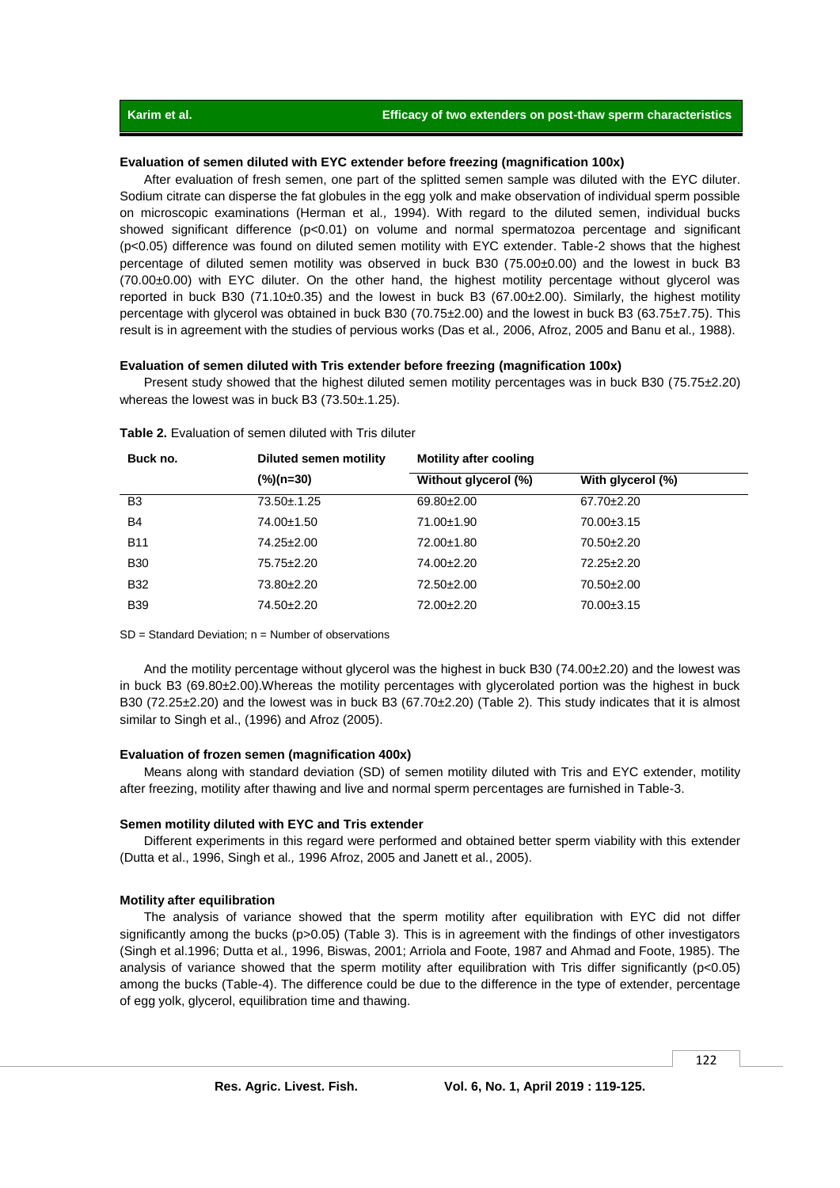**Evaluation of semen diluted with EYC extender before freezing (magnification 100x)**

After evaluation of fresh semen, one part of the splitted semen sample was diluted with the EYC diluter. Sodium citrate can disperse the fat globules in the egg yolk and make observation of individual sperm possible on microscopic examinations (Herman et al*.,* 1994). With regard to the diluted semen, individual bucks showed significant difference ($p<0.01$) on volume and normal spermatozoa percentage and significant ($p<0.05$) difference was found on diluted semen motility with EYC extender. Table-2 shows that the highest percentage of diluted semen motility was observed in buck B30 (75.00±0.00) and the lowest in buck B3 (70.00±0.00) with EYC diluter. On the other hand, the highest motility percentage without glycerol was reported in buck B30 (71.10±0.35) and the lowest in buck B3 (67.00±2.00). Similarly, the highest motility percentage with glycerol was obtained in buck B30 (70.75±2.00) and the lowest in buck B3 (63.75±7.75). This result is in agreement with the studies of pervious works (Das et al*.,* 2006, Afroz, 2005 and Banu et al*.,* 1988).

**Evaluation of semen diluted with Tris extender before freezing (magnification 100x)**

Present study showed that the highest diluted semen motility percentages was in buck B30 (75.75±2.20) whereas the lowest was in buck B3 (73.50±.1.25).

**Table 2.** Evaluation of semen diluted with Tris diluter

| Buck no. | Diluted semen motility (%)(n=30) | Motility after cooling | |
|---|---|---|---|
| | | Without glycerol (%) | With glycerol (%) |
| B3 | 73.50±.1.25 | 69.80±2.00 | 67.70±2.20 |
| B4 | 74.00±1.50 | 71.00±1.90 | 70.00±3.15 |
| B11 | 74.25±2.00 | 72.00±1.80 | 70.50±2.20 |
| B30 | 75.75±2.20 | 74.00±2.20 | 72.25±2.20 |
| B32 | 73.80±2.20 | 72.50±2.00 | 70.50±2.00 |
| B39 | 74.50±2.20 | 72.00±2.20 | 70.00±3.15 |

SD = Standard Deviation; n = Number of observations

And the motility percentage without glycerol was the highest in buck B30 (74.00±2.20) and the lowest was in buck B3 (69.80±2.00).Whereas the motility percentages with glycerolated portion was the highest in buck B30 (72.25±2.20) and the lowest was in buck B3 (67.70±2.20) (Table 2). This study indicates that it is almost similar to Singh et al., (1996) and Afroz (2005).

**Evaluation of frozen semen (magnification 400x)**

Means along with standard deviation (SD) of semen motility diluted with Tris and EYC extender, motility after freezing, motility after thawing and live and normal sperm percentages are furnished in Table-3.

**Semen motility diluted with EYC and Tris extender**

Different experiments in this regard were performed and obtained better sperm viability with this extender (Dutta et al., 1996, Singh et al*.,* 1996 Afroz, 2005 and Janett et al*.*, 2005).

**Motility after equilibration**

The analysis of variance showed that the sperm motility after equilibration with EYC did not differ significantly among the bucks ($p>0.05$) (Table 3). This is in agreement with the findings of other investigators (Singh et al.1996; Dutta et al*.,* 1996, Biswas, 2001; Arriola and Foote, 1987 and Ahmad and Foote, 1985). The analysis of variance showed that the sperm motility after equilibration with Tris differ significantly ($p<0.05$) among the bucks (Table-4). The difference could be due to the difference in the type of extender, percentage of egg yolk, glycerol, equilibration time and thawing.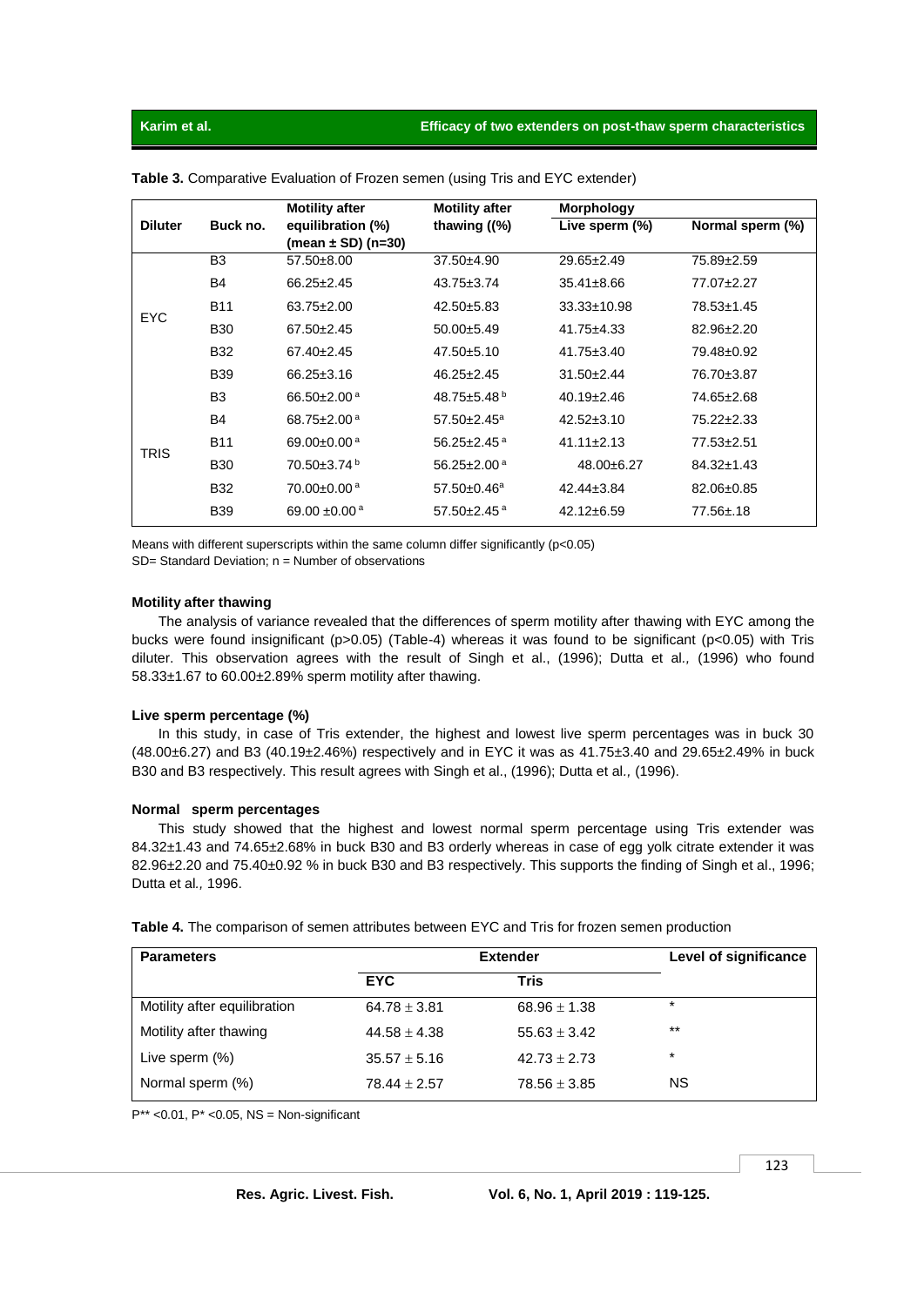**Table 3.** Comparative Evaluation of Frozen semen (using Tris and EYC extender)

| Diluter | Buck no. | Motility after equilibration (%) (mean ± SD) (n=30) | Motility after thawing ((%) | Morphology | |
|---|---|---|---|---|---|
| | | | | Live sperm (%) | Normal sperm (%) |
| EYC | B3 | 57.50±8.00 | 37.50±4.90 | 29.65±2.49 | 75.89±2.59 |
| | B4 | 66.25±2.45 | 43.75±3.74 | 35.41±8.66 | 77.07±2.27 |
| | B11 | 63.75±2.00 | 42.50±5.83 | 33.33±10.98 | 78.53±1.45 |
| | B30 | 67.50±2.45 | 50.00±5.49 | 41.75±4.33 | 82.96±2.20 |
| | B32 | 67.40±2.45 | 47.50±5.10 | 41.75±3.40 | 79.48±0.92 |
| | B39 | 66.25±3.16 | 46.25±2.45 | 31.50±2.44 | 76.70±3.87 |
| TRIS | B3 | 66.50±2.00 a | 48.75±5.48 b | 40.19±2.46 | 74.65±2.68 |
| | B4 | 68.75±2.00 a | 57.50±2.45a | 42.52±3.10 | 75.22±2.33 |
| | B11 | 69.00±0.00 a | 56.25±2.45 a | 41.11±2.13 | 77.53±2.51 |
| | B30 | 70.50±3.74 b | 56.25±2.00 a | 48.00±6.27 | 84.32±1.43 |
| | B32 | 70.00±0.00 a | 57.50±0.46a | 42.44±3.84 | 82.06±0.85 |
| | B39 | 69.00 ±0.00 a | 57.50±2.45 a | 42.12±6.59 | 77.56±.18 |

Means with different superscripts within the same column differ significantly (p<0.05)
SD= Standard Deviation; n = Number of observations

#### Motility after thawing

The analysis of variance revealed that the differences of sperm motility after thawing with EYC among the bucks were found insignificant (p>0.05) (Table-4) whereas it was found to be significant (p<0.05) with Tris diluter. This observation agrees with the result of Singh et al., (1996); Dutta et al*.,* (1996) who found 58.33±1.67 to 60.00±2.89% sperm motility after thawing.

#### Live sperm percentage (%)

In this study, in case of Tris extender, the highest and lowest live sperm percentages was in buck 30 (48.00±6.27) and B3 (40.19±2.46%) respectively and in EYC it was as 41.75±3.40 and 29.65±2.49% in buck B30 and B3 respectively. This result agrees with Singh et al., (1996); Dutta et al*.,* (1996).

#### Normal sperm percentages

This study showed that the highest and lowest normal sperm percentage using Tris extender was 84.32±1.43 and 74.65±2.68% in buck B30 and B3 orderly whereas in case of egg yolk citrate extender it was 82.96±2.20 and 75.40±0.92 % in buck B30 and B3 respectively. This supports the finding of Singh et al., 1996; Dutta et al*.,* 1996.

**Table 4.** The comparison of semen attributes between EYC and Tris for frozen semen production

| Parameters | Extender | | Level of significance |
|---|---|---|---|
| | EYC | Tris | |
| Motility after equilibration | 64.78 ± 3.81 | 68.96 ± 1.38 | * |
| Motility after thawing | 44.58 ± 4.38 | 55.63 ± 3.42 | ** |
| Live sperm (%) | 35.57 ± 5.16 | 42.73 ± 2.73 | * |
| Normal sperm (%) | 78.44 ± 2.57 | 78.56 ± 3.85 | NS |

P** <0.01, P* <0.05, NS = Non-significant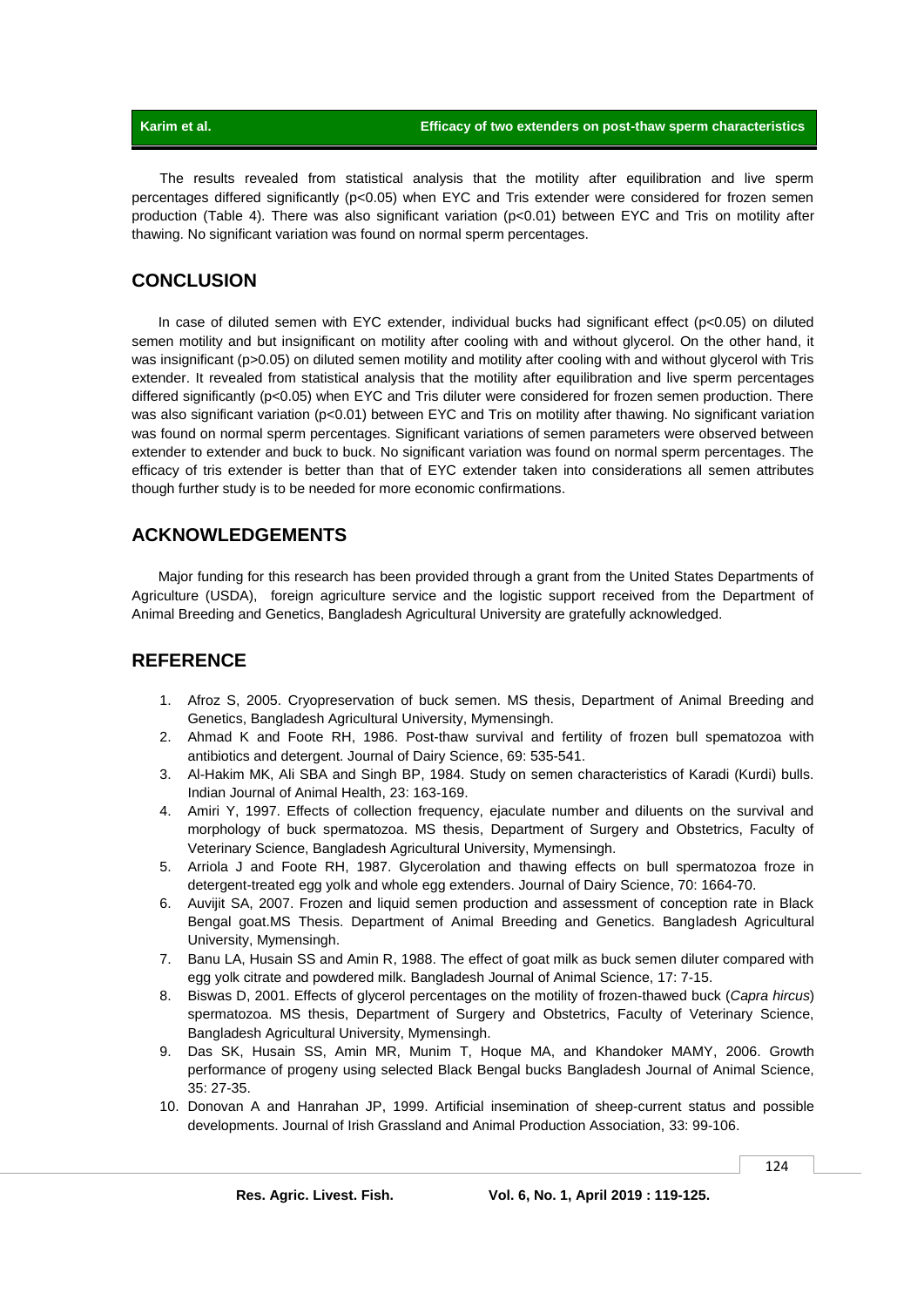The results revealed from statistical analysis that the motility after equilibration and live sperm percentages differed significantly ($p<0.05$) when EYC and Tris extender were considered for frozen semen production (Table 4). There was also significant variation ($p<0.01$) between EYC and Tris on motility after thawing. No significant variation was found on normal sperm percentages.

## CONCLUSION

In case of diluted semen with EYC extender, individual bucks had significant effect ($p<0.05$) on diluted semen motility and but insignificant on motility after cooling with and without glycerol. On the other hand, it was insignificant ($p>0.05$) on diluted semen motility and motility after cooling with and without glycerol with Tris extender. It revealed from statistical analysis that the motility after equilibration and live sperm percentages differed significantly ($p<0.05$) when EYC and Tris diluter were considered for frozen semen production. There was also significant variation ($p<0.01$) between EYC and Tris on motility after thawing. No significant variation was found on normal sperm percentages. Significant variations of semen parameters were observed between extender to extender and buck to buck. No significant variation was found on normal sperm percentages. The efficacy of tris extender is better than that of EYC extender taken into considerations all semen attributes though further study is to be needed for more economic confirmations.

## ACKNOWLEDGEMENTS

Major funding for this research has been provided through a grant from the United States Departments of Agriculture (USDA), foreign agriculture service and the logistic support received from the Department of Animal Breeding and Genetics, Bangladesh Agricultural University are gratefully acknowledged.

## REFERENCE

1. Afroz S, 2005. Cryopreservation of buck semen. MS thesis, Department of Animal Breeding and Genetics, Bangladesh Agricultural University, Mymensingh.
2. Ahmad K and Foote RH, 1986. Post-thaw survival and fertility of frozen bull spematozoa with antibiotics and detergent. Journal of Dairy Science, 69: 535-541.
3. Al-Hakim MK, Ali SBA and Singh BP, 1984. Study on semen characteristics of Karadi (Kurdi) bulls. Indian Journal of Animal Health, 23: 163-169.
4. Amiri Y, 1997. Effects of collection frequency, ejaculate number and diluents on the survival and morphology of buck spermatozoa. MS thesis, Department of Surgery and Obstetrics, Faculty of Veterinary Science, Bangladesh Agricultural University, Mymensingh.
5. Arriola J and Foote RH, 1987. Glycerolation and thawing effects on bull spermatozoa froze in detergent-treated egg yolk and whole egg extenders. Journal of Dairy Science, 70: 1664-70.
6. Auvijit SA, 2007. Frozen and liquid semen production and assessment of conception rate in Black Bengal goat.MS Thesis. Department of Animal Breeding and Genetics. Bangladesh Agricultural University, Mymensingh.
7. Banu LA, Husain SS and Amin R, 1988. The effect of goat milk as buck semen diluter compared with egg yolk citrate and powdered milk. Bangladesh Journal of Animal Science, 17: 7-15.
8. Biswas D, 2001. Effects of glycerol percentages on the motility of frozen-thawed buck (*Capra hircus*) spermatozoa. MS thesis, Department of Surgery and Obstetrics, Faculty of Veterinary Science, Bangladesh Agricultural University, Mymensingh.
9. Das SK, Husain SS, Amin MR, Munim T, Hoque MA, and Khandoker MAMY, 2006. Growth performance of progeny using selected Black Bengal bucks Bangladesh Journal of Animal Science, 35: 27-35.
10. Donovan A and Hanrahan JP, 1999. Artificial insemination of sheep-current status and possible developments. Journal of Irish Grassland and Animal Production Association, 33: 99-106.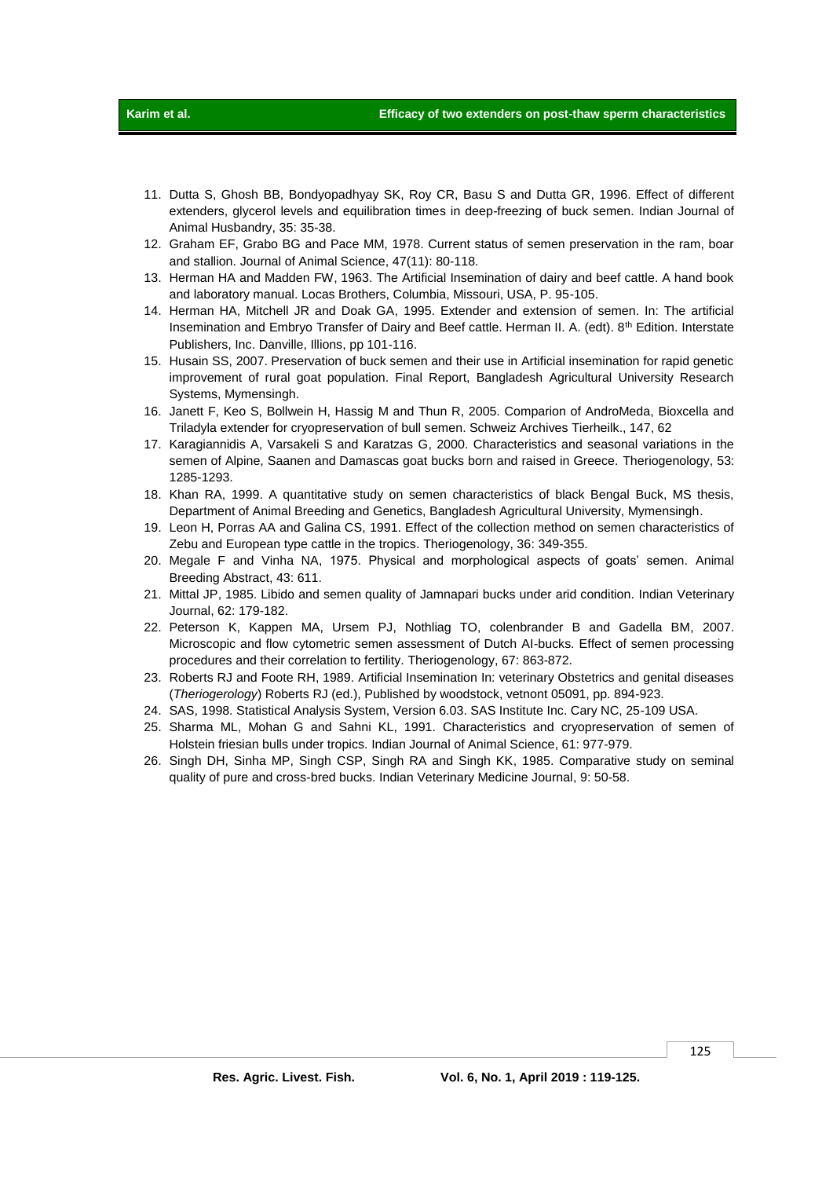11. Dutta S, Ghosh BB, Bondyopadhyay SK, Roy CR, Basu S and Dutta GR, 1996. Effect of different extenders, glycerol levels and equilibration times in deep-freezing of buck semen. Indian Journal of Animal Husbandry, 35: 35-38.
12. Graham EF, Grabo BG and Pace MM, 1978. Current status of semen preservation in the ram, boar and stallion. Journal of Animal Science, 47(11): 80-118.
13. Herman HA and Madden FW, 1963. The Artificial Insemination of dairy and beef cattle. A hand book and laboratory manual. Locas Brothers, Columbia, Missouri, USA, P. 95-105.
14. Herman HA, Mitchell JR and Doak GA, 1995. Extender and extension of semen. In: The artificial Insemination and Embryo Transfer of Dairy and Beef cattle. Herman II. A. (edt). 8th Edition. Interstate Publishers, Inc. Danville, Illions, pp 101-116.
15. Husain SS, 2007. Preservation of buck semen and their use in Artificial insemination for rapid genetic improvement of rural goat population. Final Report, Bangladesh Agricultural University Research Systems, Mymensingh.
16. Janett F, Keo S, Bollwein H, Hassig M and Thun R, 2005. Comparion of AndroMeda, Bioxcella and Triladyla extender for cryopreservation of bull semen. Schweiz Archives Tierheilk., 147, 62
17. Karagiannidis A, Varsakeli S and Karatzas G, 2000. Characteristics and seasonal variations in the semen of Alpine, Saanen and Damascas goat bucks born and raised in Greece. Theriogenology, 53: 1285-1293.
18. Khan RA, 1999. A quantitative study on semen characteristics of black Bengal Buck, MS thesis, Department of Animal Breeding and Genetics, Bangladesh Agricultural University, Mymensingh.
19. Leon H, Porras AA and Galina CS, 1991. Effect of the collection method on semen characteristics of Zebu and European type cattle in the tropics. Theriogenology, 36: 349-355.
20. Megale F and Vinha NA, 1975. Physical and morphological aspects of goats' semen. Animal Breeding Abstract, 43: 611.
21. Mittal JP, 1985. Libido and semen quality of Jamnapari bucks under arid condition. Indian Veterinary Journal, 62: 179-182.
22. Peterson K, Kappen MA, Ursem PJ, Nothliag TO, colenbrander B and Gadella BM, 2007. Microscopic and flow cytometric semen assessment of Dutch AI-bucks. Effect of semen processing procedures and their correlation to fertility. Theriogenology, 67: 863-872.
23. Roberts RJ and Foote RH, 1989. Artificial Insemination In: veterinary Obstetrics and genital diseases (*Theriogerology*) Roberts RJ (ed.), Published by woodstock, vetnont 05091, pp. 894-923.
24. SAS, 1998. Statistical Analysis System, Version 6.03. SAS Institute Inc. Cary NC, 25-109 USA.
25. Sharma ML, Mohan G and Sahni KL, 1991. Characteristics and cryopreservation of semen of Holstein friesian bulls under tropics. Indian Journal of Animal Science, 61: 977-979.
26. Singh DH, Sinha MP, Singh CSP, Singh RA and Singh KK, 1985. Comparative study on seminal quality of pure and cross-bred bucks. Indian Veterinary Medicine Journal, 9: 50-58.